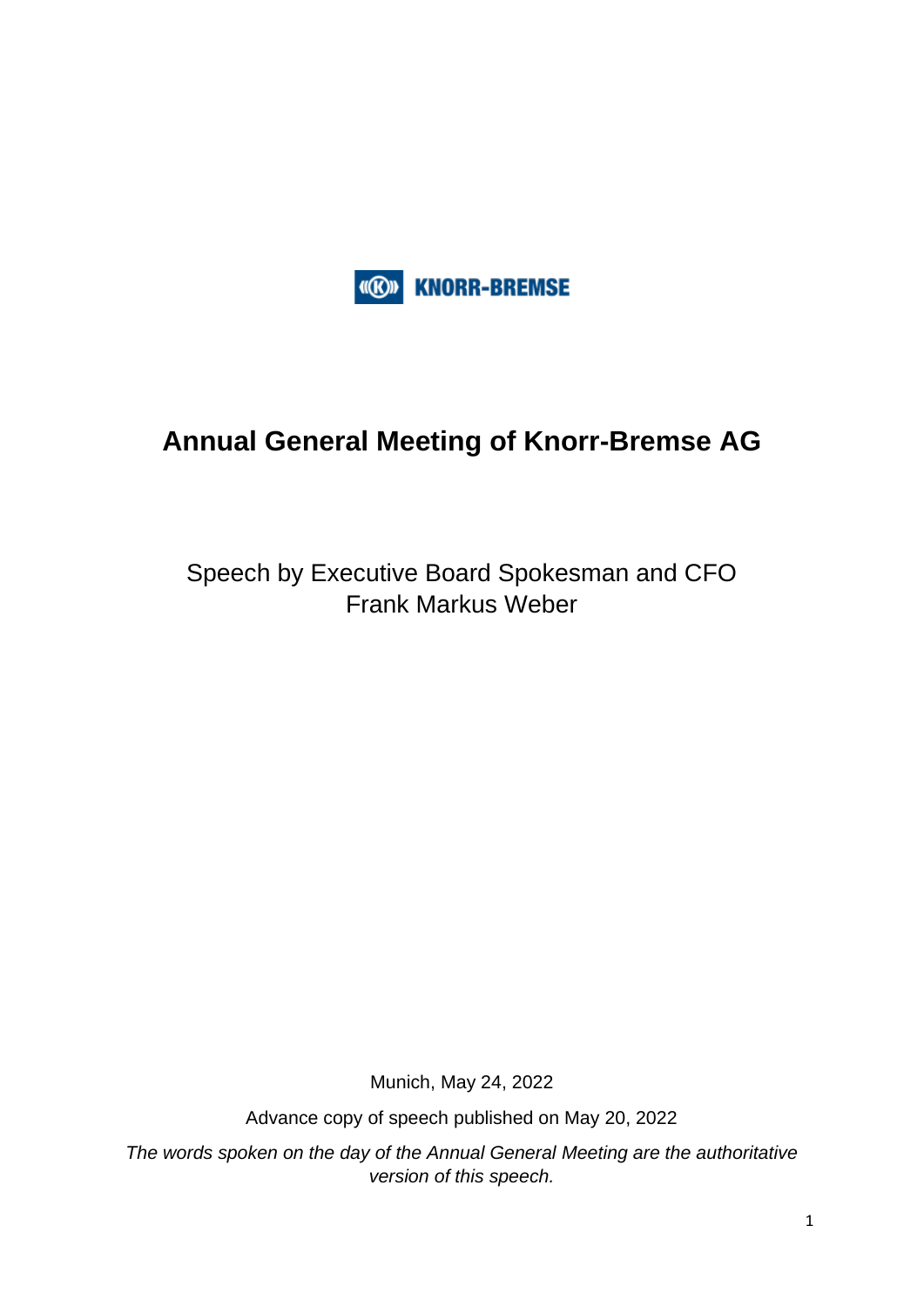KNORR-BREMSE

# Annual General Meeting of Knorr-Bremse AG

Speech by Executive Board Spokesman and CFO
Frank Markus Weber

Munich, May 24, 2022

Advance copy of speech published on May 20, 2022

*The words spoken on the day of the Annual General Meeting are the authoritative version of this speech.*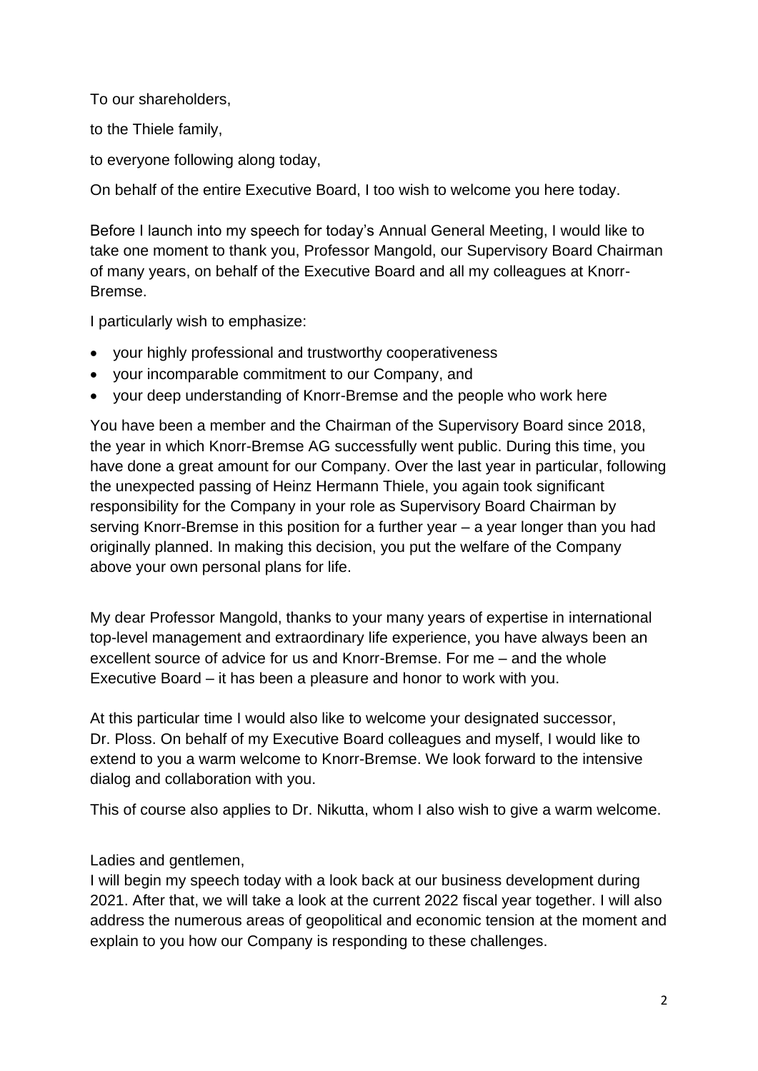To our shareholders,

to the Thiele family,

to everyone following along today,

On behalf of the entire Executive Board, I too wish to welcome you here today.

Before I launch into my speech for today's Annual General Meeting, I would like to take one moment to thank you, Professor Mangold, our Supervisory Board Chairman of many years, on behalf of the Executive Board and all my colleagues at Knorr-Bremse.

I particularly wish to emphasize:

- your highly professional and trustworthy cooperativeness
- your incomparable commitment to our Company, and
- your deep understanding of Knorr-Bremse and the people who work here

You have been a member and the Chairman of the Supervisory Board since 2018, the year in which Knorr-Bremse AG successfully went public. During this time, you have done a great amount for our Company. Over the last year in particular, following the unexpected passing of Heinz Hermann Thiele, you again took significant responsibility for the Company in your role as Supervisory Board Chairman by serving Knorr-Bremse in this position for a further year – a year longer than you had originally planned. In making this decision, you put the welfare of the Company above your own personal plans for life.

My dear Professor Mangold, thanks to your many years of expertise in international top-level management and extraordinary life experience, you have always been an excellent source of advice for us and Knorr-Bremse. For me – and the whole Executive Board – it has been a pleasure and honor to work with you.

At this particular time I would also like to welcome your designated successor, Dr. Ploss. On behalf of my Executive Board colleagues and myself, I would like to extend to you a warm welcome to Knorr-Bremse. We look forward to the intensive dialog and collaboration with you.

This of course also applies to Dr. Nikutta, whom I also wish to give a warm welcome.

Ladies and gentlemen,
I will begin my speech today with a look back at our business development during 2021. After that, we will take a look at the current 2022 fiscal year together. I will also address the numerous areas of geopolitical and economic tension at the moment and explain to you how our Company is responding to these challenges.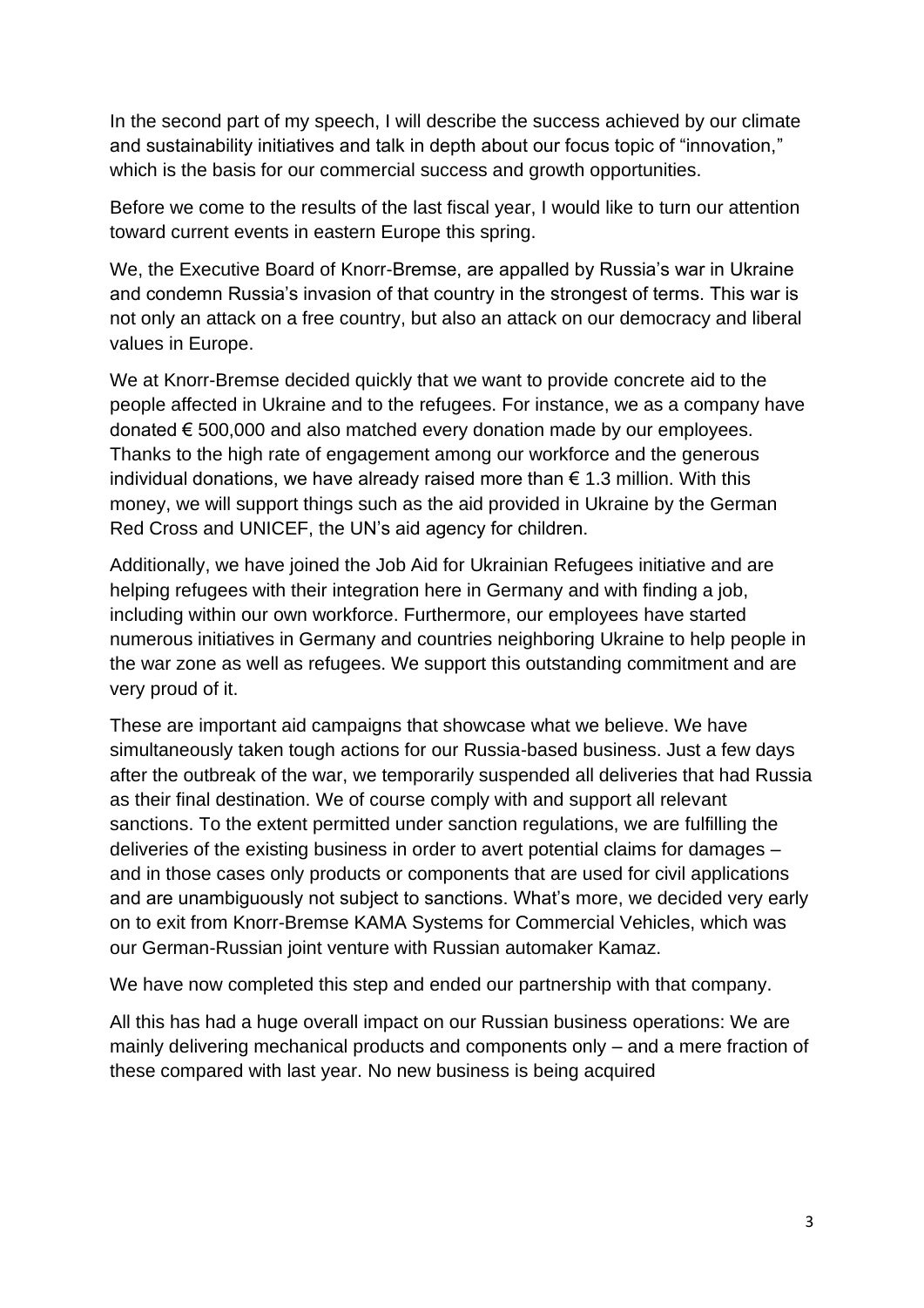In the second part of my speech, I will describe the success achieved by our climate and sustainability initiatives and talk in depth about our focus topic of "innovation," which is the basis for our commercial success and growth opportunities.

Before we come to the results of the last fiscal year, I would like to turn our attention toward current events in eastern Europe this spring.

We, the Executive Board of Knorr-Bremse, are appalled by Russia's war in Ukraine and condemn Russia's invasion of that country in the strongest of terms. This war is not only an attack on a free country, but also an attack on our democracy and liberal values in Europe.

We at Knorr-Bremse decided quickly that we want to provide concrete aid to the people affected in Ukraine and to the refugees. For instance, we as a company have donated € 500,000 and also matched every donation made by our employees. Thanks to the high rate of engagement among our workforce and the generous individual donations, we have already raised more than € 1.3 million. With this money, we will support things such as the aid provided in Ukraine by the German Red Cross and UNICEF, the UN's aid agency for children.

Additionally, we have joined the Job Aid for Ukrainian Refugees initiative and are helping refugees with their integration here in Germany and with finding a job, including within our own workforce. Furthermore, our employees have started numerous initiatives in Germany and countries neighboring Ukraine to help people in the war zone as well as refugees. We support this outstanding commitment and are very proud of it.

These are important aid campaigns that showcase what we believe. We have simultaneously taken tough actions for our Russia-based business. Just a few days after the outbreak of the war, we temporarily suspended all deliveries that had Russia as their final destination. We of course comply with and support all relevant sanctions. To the extent permitted under sanction regulations, we are fulfilling the deliveries of the existing business in order to avert potential claims for damages – and in those cases only products or components that are used for civil applications and are unambiguously not subject to sanctions. What's more, we decided very early on to exit from Knorr-Bremse KAMA Systems for Commercial Vehicles, which was our German-Russian joint venture with Russian automaker Kamaz.

We have now completed this step and ended our partnership with that company.

All this has had a huge overall impact on our Russian business operations: We are mainly delivering mechanical products and components only – and a mere fraction of these compared with last year. No new business is being acquired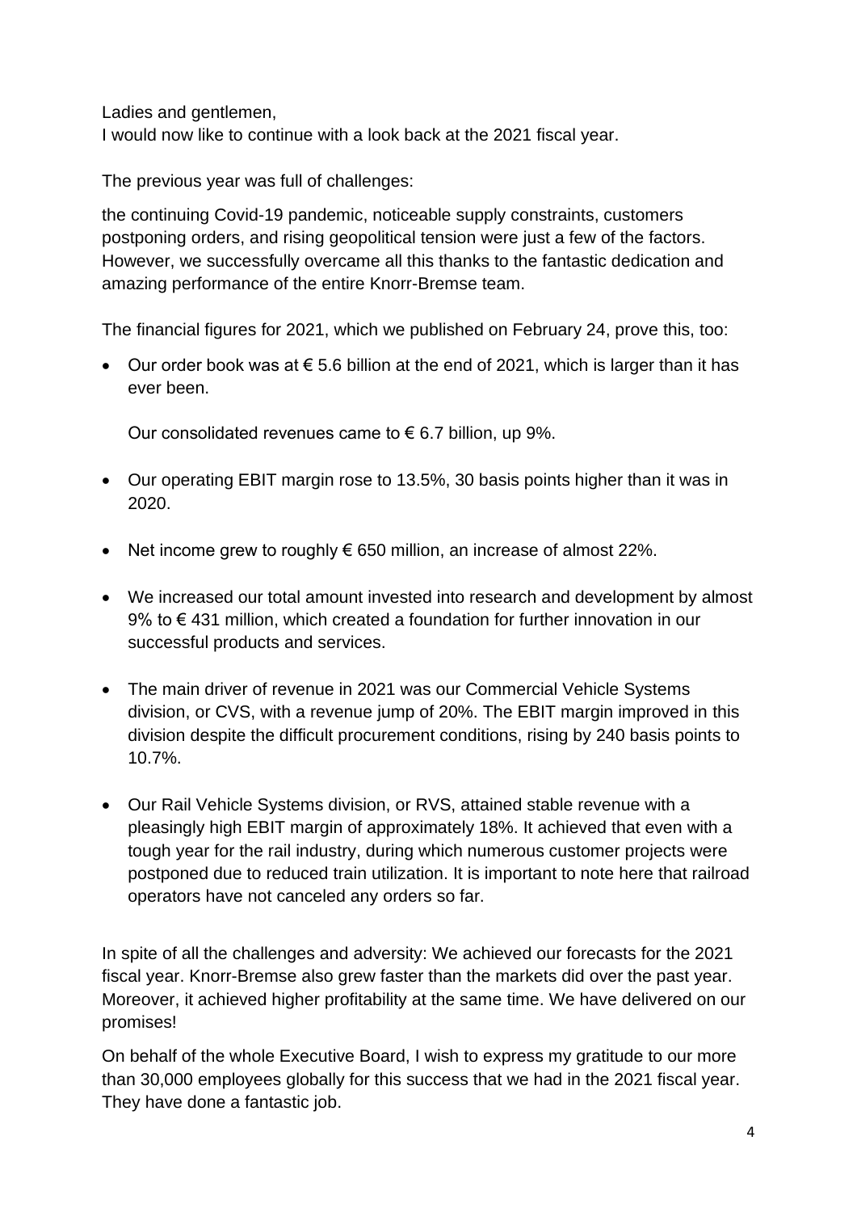Ladies and gentlemen,
I would now like to continue with a look back at the 2021 fiscal year.

The previous year was full of challenges:

the continuing Covid-19 pandemic, noticeable supply constraints, customers postponing orders, and rising geopolitical tension were just a few of the factors. However, we successfully overcame all this thanks to the fantastic dedication and amazing performance of the entire Knorr-Bremse team.

The financial figures for 2021, which we published on February 24, prove this, too:

- Our order book was at € 5.6 billion at the end of 2021, which is larger than it has ever been.

  Our consolidated revenues came to € 6.7 billion, up 9%.

- Our operating EBIT margin rose to 13.5%, 30 basis points higher than it was in 2020.

- Net income grew to roughly € 650 million, an increase of almost 22%.

- We increased our total amount invested into research and development by almost 9% to € 431 million, which created a foundation for further innovation in our successful products and services.

- The main driver of revenue in 2021 was our Commercial Vehicle Systems division, or CVS, with a revenue jump of 20%. The EBIT margin improved in this division despite the difficult procurement conditions, rising by 240 basis points to 10.7%.

- Our Rail Vehicle Systems division, or RVS, attained stable revenue with a pleasingly high EBIT margin of approximately 18%. It achieved that even with a tough year for the rail industry, during which numerous customer projects were postponed due to reduced train utilization. It is important to note here that railroad operators have not canceled any orders so far.

In spite of all the challenges and adversity: We achieved our forecasts for the 2021 fiscal year. Knorr-Bremse also grew faster than the markets did over the past year. Moreover, it achieved higher profitability at the same time. We have delivered on our promises!

On behalf of the whole Executive Board, I wish to express my gratitude to our more than 30,000 employees globally for this success that we had in the 2021 fiscal year. They have done a fantastic job.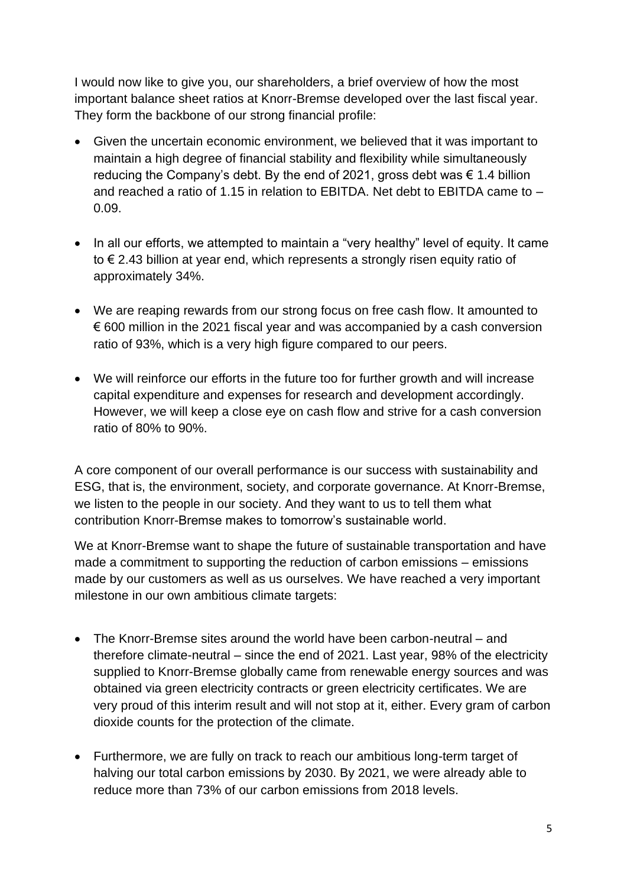I would now like to give you, our shareholders, a brief overview of how the most important balance sheet ratios at Knorr-Bremse developed over the last fiscal year. They form the backbone of our strong financial profile:

- Given the uncertain economic environment, we believed that it was important to maintain a high degree of financial stability and flexibility while simultaneously reducing the Company's debt. By the end of 2021, gross debt was € 1.4 billion and reached a ratio of 1.15 in relation to EBITDA. Net debt to EBITDA came to – 0.09.
- In all our efforts, we attempted to maintain a "very healthy" level of equity. It came to € 2.43 billion at year end, which represents a strongly risen equity ratio of approximately 34%.
- We are reaping rewards from our strong focus on free cash flow. It amounted to € 600 million in the 2021 fiscal year and was accompanied by a cash conversion ratio of 93%, which is a very high figure compared to our peers.
- We will reinforce our efforts in the future too for further growth and will increase capital expenditure and expenses for research and development accordingly. However, we will keep a close eye on cash flow and strive for a cash conversion ratio of 80% to 90%.

A core component of our overall performance is our success with sustainability and ESG, that is, the environment, society, and corporate governance. At Knorr-Bremse, we listen to the people in our society. And they want to us to tell them what contribution Knorr-Bremse makes to tomorrow's sustainable world.

We at Knorr-Bremse want to shape the future of sustainable transportation and have made a commitment to supporting the reduction of carbon emissions – emissions made by our customers as well as us ourselves. We have reached a very important milestone in our own ambitious climate targets:

- The Knorr-Bremse sites around the world have been carbon-neutral – and therefore climate-neutral – since the end of 2021. Last year, 98% of the electricity supplied to Knorr-Bremse globally came from renewable energy sources and was obtained via green electricity contracts or green electricity certificates. We are very proud of this interim result and will not stop at it, either. Every gram of carbon dioxide counts for the protection of the climate.
- Furthermore, we are fully on track to reach our ambitious long-term target of halving our total carbon emissions by 2030. By 2021, we were already able to reduce more than 73% of our carbon emissions from 2018 levels.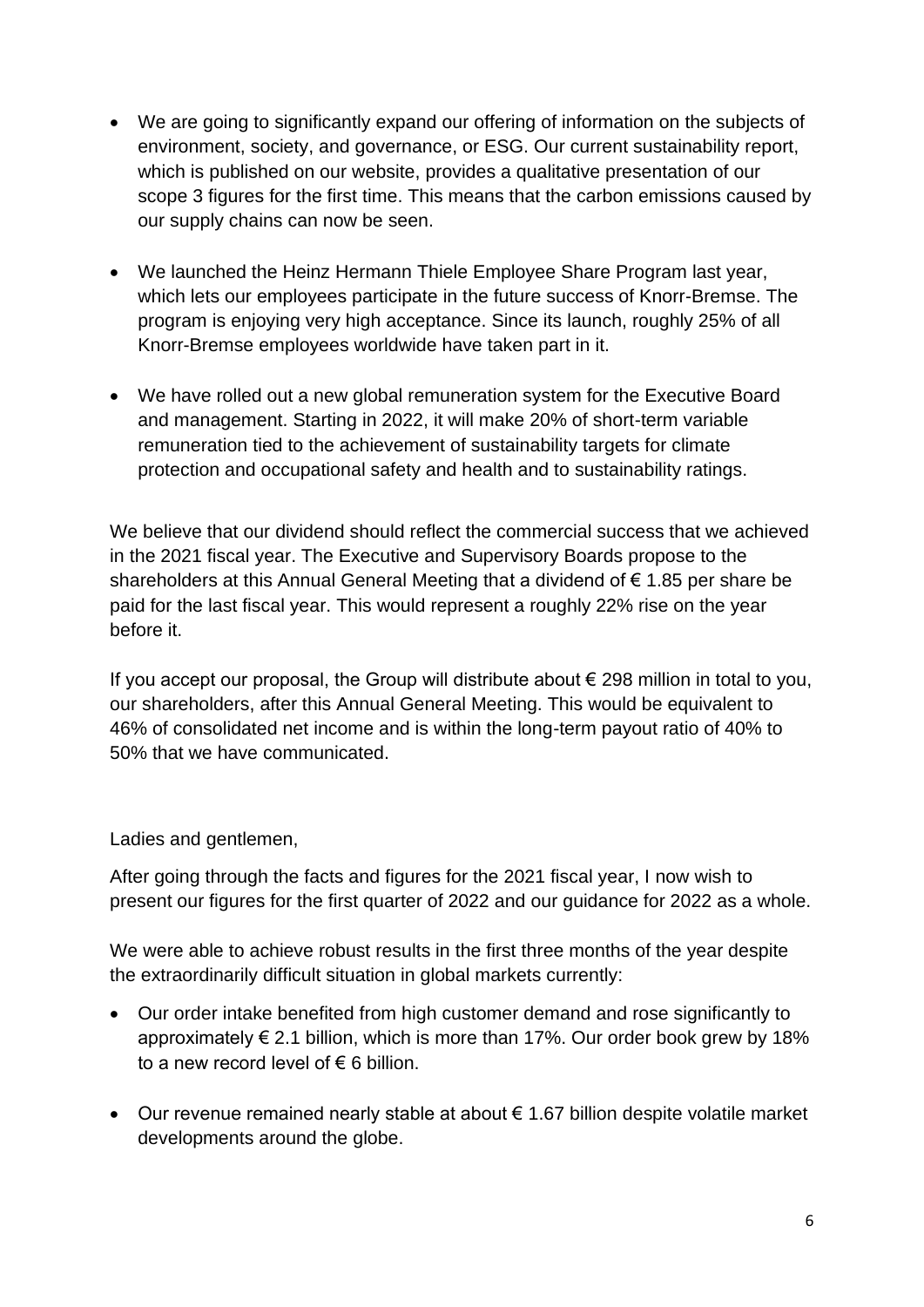- We are going to significantly expand our offering of information on the subjects of environment, society, and governance, or ESG. Our current sustainability report, which is published on our website, provides a qualitative presentation of our scope 3 figures for the first time. This means that the carbon emissions caused by our supply chains can now be seen.

- We launched the Heinz Hermann Thiele Employee Share Program last year, which lets our employees participate in the future success of Knorr-Bremse. The program is enjoying very high acceptance. Since its launch, roughly 25% of all Knorr-Bremse employees worldwide have taken part in it.

- We have rolled out a new global remuneration system for the Executive Board and management. Starting in 2022, it will make 20% of short-term variable remuneration tied to the achievement of sustainability targets for climate protection and occupational safety and health and to sustainability ratings.

We believe that our dividend should reflect the commercial success that we achieved in the 2021 fiscal year. The Executive and Supervisory Boards propose to the shareholders at this Annual General Meeting that a dividend of € 1.85 per share be paid for the last fiscal year. This would represent a roughly 22% rise on the year before it.

If you accept our proposal, the Group will distribute about € 298 million in total to you, our shareholders, after this Annual General Meeting. This would be equivalent to 46% of consolidated net income and is within the long-term payout ratio of 40% to 50% that we have communicated.

Ladies and gentlemen,

After going through the facts and figures for the 2021 fiscal year, I now wish to present our figures for the first quarter of 2022 and our guidance for 2022 as a whole.

We were able to achieve robust results in the first three months of the year despite the extraordinarily difficult situation in global markets currently:

- Our order intake benefited from high customer demand and rose significantly to approximately € 2.1 billion, which is more than 17%. Our order book grew by 18% to a new record level of € 6 billion.

- Our revenue remained nearly stable at about € 1.67 billion despite volatile market developments around the globe.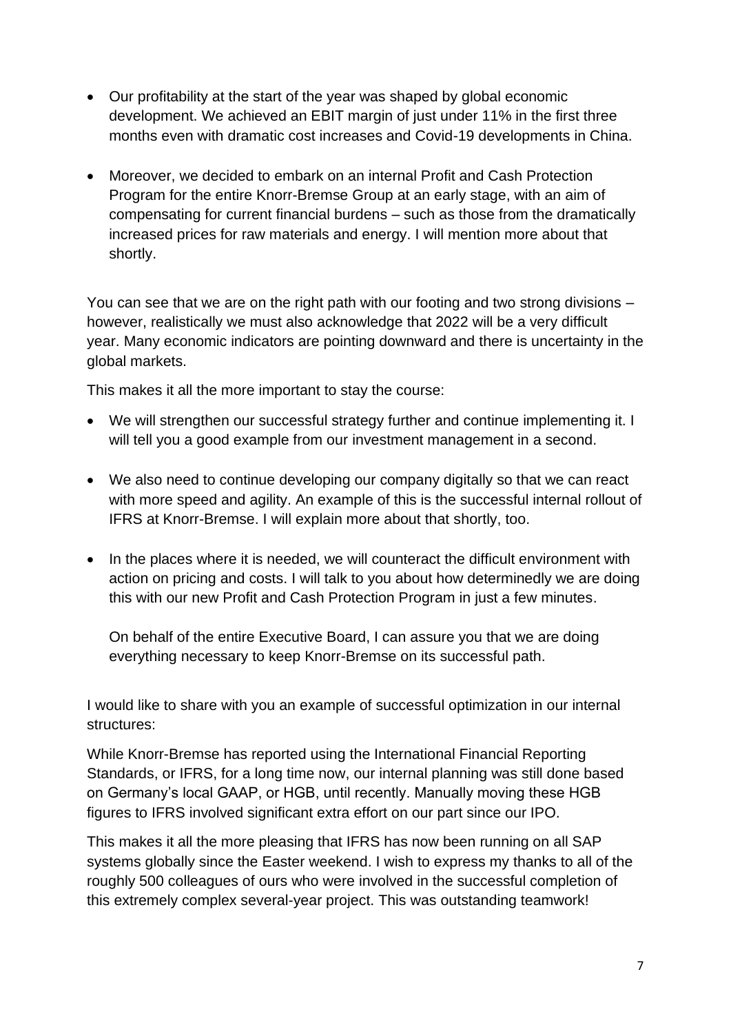- Our profitability at the start of the year was shaped by global economic development. We achieved an EBIT margin of just under 11% in the first three months even with dramatic cost increases and Covid-19 developments in China.

- Moreover, we decided to embark on an internal Profit and Cash Protection Program for the entire Knorr-Bremse Group at an early stage, with an aim of compensating for current financial burdens – such as those from the dramatically increased prices for raw materials and energy. I will mention more about that shortly.

You can see that we are on the right path with our footing and two strong divisions – however, realistically we must also acknowledge that 2022 will be a very difficult year. Many economic indicators are pointing downward and there is uncertainty in the global markets.

This makes it all the more important to stay the course:

- We will strengthen our successful strategy further and continue implementing it. I will tell you a good example from our investment management in a second.

- We also need to continue developing our company digitally so that we can react with more speed and agility. An example of this is the successful internal rollout of IFRS at Knorr-Bremse. I will explain more about that shortly, too.

- In the places where it is needed, we will counteract the difficult environment with action on pricing and costs. I will talk to you about how determinedly we are doing this with our new Profit and Cash Protection Program in just a few minutes.

  On behalf of the entire Executive Board, I can assure you that we are doing everything necessary to keep Knorr-Bremse on its successful path.

I would like to share with you an example of successful optimization in our internal structures:

While Knorr-Bremse has reported using the International Financial Reporting Standards, or IFRS, for a long time now, our internal planning was still done based on Germany's local GAAP, or HGB, until recently. Manually moving these HGB figures to IFRS involved significant extra effort on our part since our IPO.

This makes it all the more pleasing that IFRS has now been running on all SAP systems globally since the Easter weekend. I wish to express my thanks to all of the roughly 500 colleagues of ours who were involved in the successful completion of this extremely complex several-year project. This was outstanding teamwork!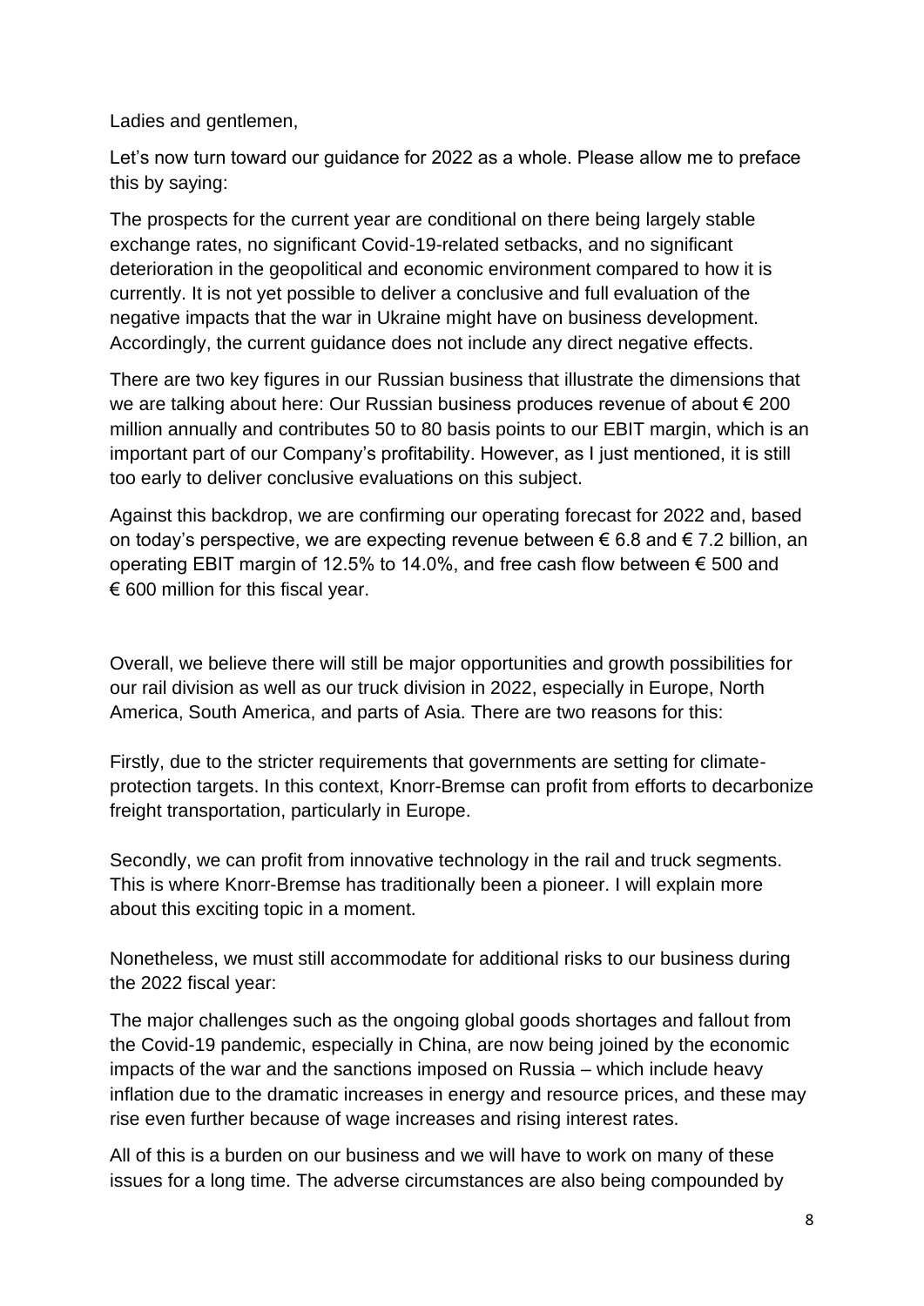Ladies and gentlemen,

Let's now turn toward our guidance for 2022 as a whole. Please allow me to preface this by saying:

The prospects for the current year are conditional on there being largely stable exchange rates, no significant Covid-19-related setbacks, and no significant deterioration in the geopolitical and economic environment compared to how it is currently. It is not yet possible to deliver a conclusive and full evaluation of the negative impacts that the war in Ukraine might have on business development. Accordingly, the current guidance does not include any direct negative effects.

There are two key figures in our Russian business that illustrate the dimensions that we are talking about here: Our Russian business produces revenue of about € 200 million annually and contributes 50 to 80 basis points to our EBIT margin, which is an important part of our Company's profitability. However, as I just mentioned, it is still too early to deliver conclusive evaluations on this subject.

Against this backdrop, we are confirming our operating forecast for 2022 and, based on today's perspective, we are expecting revenue between € 6.8 and € 7.2 billion, an operating EBIT margin of 12.5% to 14.0%, and free cash flow between € 500 and € 600 million for this fiscal year.

Overall, we believe there will still be major opportunities and growth possibilities for our rail division as well as our truck division in 2022, especially in Europe, North America, South America, and parts of Asia. There are two reasons for this:

Firstly, due to the stricter requirements that governments are setting for climate-protection targets. In this context, Knorr-Bremse can profit from efforts to decarbonize freight transportation, particularly in Europe.

Secondly, we can profit from innovative technology in the rail and truck segments. This is where Knorr-Bremse has traditionally been a pioneer. I will explain more about this exciting topic in a moment.

Nonetheless, we must still accommodate for additional risks to our business during the 2022 fiscal year:

The major challenges such as the ongoing global goods shortages and fallout from the Covid-19 pandemic, especially in China, are now being joined by the economic impacts of the war and the sanctions imposed on Russia – which include heavy inflation due to the dramatic increases in energy and resource prices, and these may rise even further because of wage increases and rising interest rates.

All of this is a burden on our business and we will have to work on many of these issues for a long time. The adverse circumstances are also being compounded by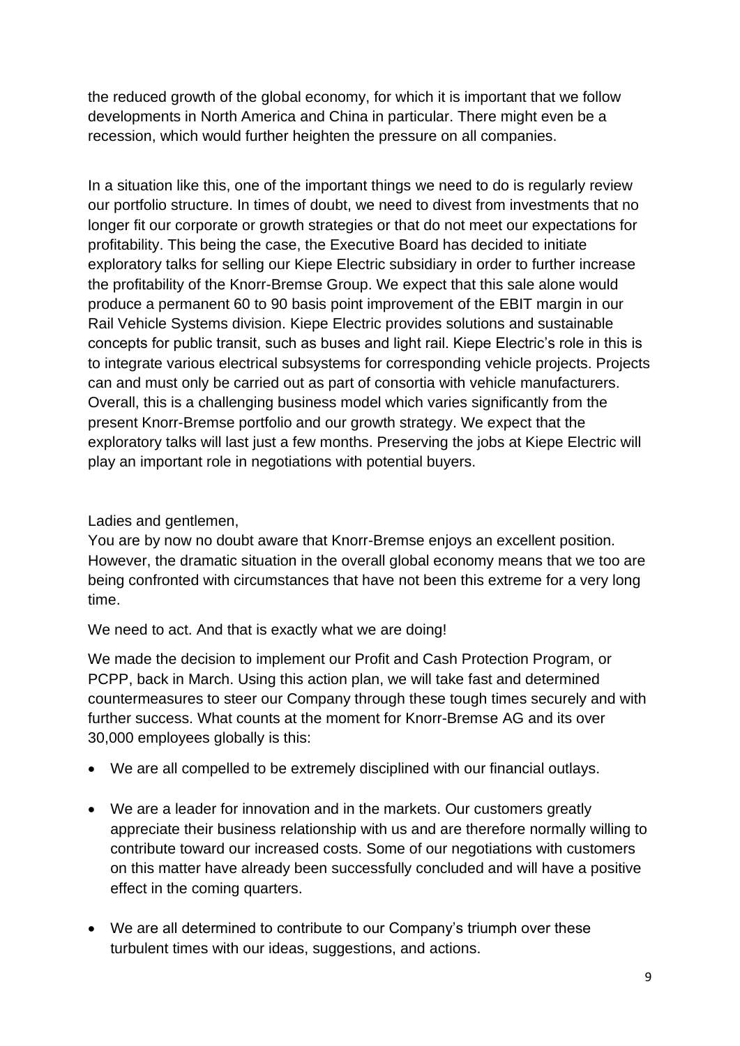the reduced growth of the global economy, for which it is important that we follow developments in North America and China in particular. There might even be a recession, which would further heighten the pressure on all companies.

In a situation like this, one of the important things we need to do is regularly review our portfolio structure. In times of doubt, we need to divest from investments that no longer fit our corporate or growth strategies or that do not meet our expectations for profitability. This being the case, the Executive Board has decided to initiate exploratory talks for selling our Kiepe Electric subsidiary in order to further increase the profitability of the Knorr-Bremse Group. We expect that this sale alone would produce a permanent 60 to 90 basis point improvement of the EBIT margin in our Rail Vehicle Systems division. Kiepe Electric provides solutions and sustainable concepts for public transit, such as buses and light rail. Kiepe Electric's role in this is to integrate various electrical subsystems for corresponding vehicle projects. Projects can and must only be carried out as part of consortia with vehicle manufacturers. Overall, this is a challenging business model which varies significantly from the present Knorr-Bremse portfolio and our growth strategy. We expect that the exploratory talks will last just a few months. Preserving the jobs at Kiepe Electric will play an important role in negotiations with potential buyers.

Ladies and gentlemen,

You are by now no doubt aware that Knorr-Bremse enjoys an excellent position. However, the dramatic situation in the overall global economy means that we too are being confronted with circumstances that have not been this extreme for a very long time.

We need to act. And that is exactly what we are doing!

We made the decision to implement our Profit and Cash Protection Program, or PCPP, back in March. Using this action plan, we will take fast and determined countermeasures to steer our Company through these tough times securely and with further success. What counts at the moment for Knorr-Bremse AG and its over 30,000 employees globally is this:

- We are all compelled to be extremely disciplined with our financial outlays.
- We are a leader for innovation and in the markets. Our customers greatly appreciate their business relationship with us and are therefore normally willing to contribute toward our increased costs. Some of our negotiations with customers on this matter have already been successfully concluded and will have a positive effect in the coming quarters.
- We are all determined to contribute to our Company's triumph over these turbulent times with our ideas, suggestions, and actions.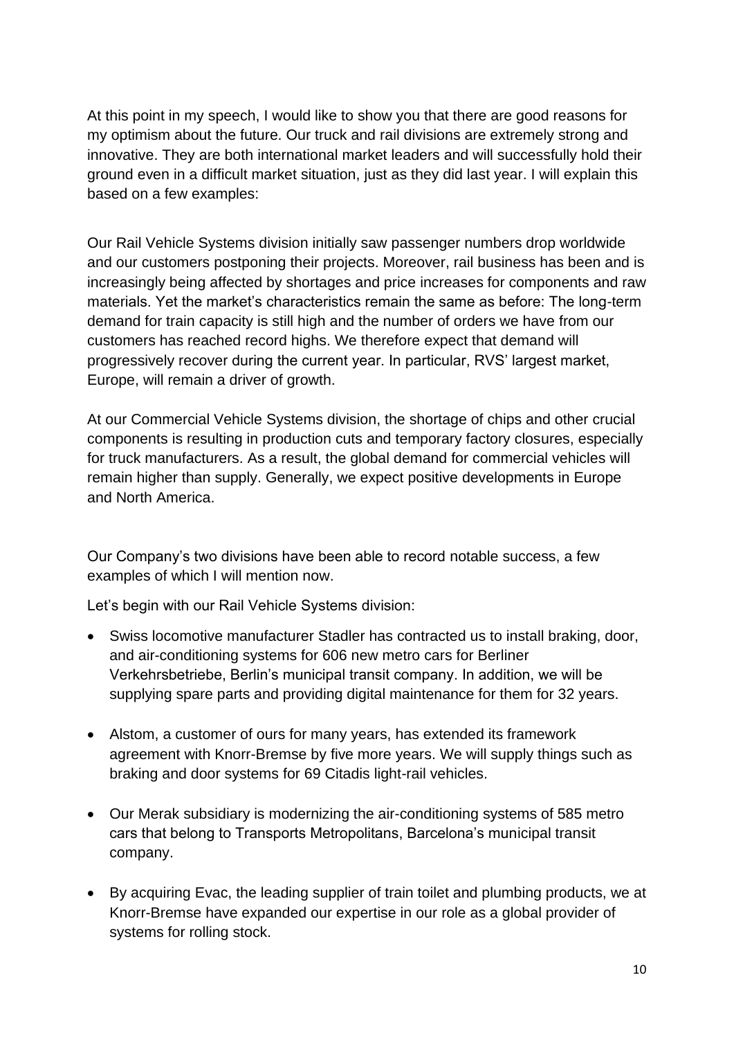At this point in my speech, I would like to show you that there are good reasons for my optimism about the future. Our truck and rail divisions are extremely strong and innovative. They are both international market leaders and will successfully hold their ground even in a difficult market situation, just as they did last year. I will explain this based on a few examples:

Our Rail Vehicle Systems division initially saw passenger numbers drop worldwide and our customers postponing their projects. Moreover, rail business has been and is increasingly being affected by shortages and price increases for components and raw materials. Yet the market's characteristics remain the same as before: The long-term demand for train capacity is still high and the number of orders we have from our customers has reached record highs. We therefore expect that demand will progressively recover during the current year. In particular, RVS' largest market, Europe, will remain a driver of growth.

At our Commercial Vehicle Systems division, the shortage of chips and other crucial components is resulting in production cuts and temporary factory closures, especially for truck manufacturers. As a result, the global demand for commercial vehicles will remain higher than supply. Generally, we expect positive developments in Europe and North America.

Our Company's two divisions have been able to record notable success, a few examples of which I will mention now.

Let's begin with our Rail Vehicle Systems division:

- Swiss locomotive manufacturer Stadler has contracted us to install braking, door, and air-conditioning systems for 606 new metro cars for Berliner Verkehrsbetriebe, Berlin's municipal transit company. In addition, we will be supplying spare parts and providing digital maintenance for them for 32 years.
- Alstom, a customer of ours for many years, has extended its framework agreement with Knorr-Bremse by five more years. We will supply things such as braking and door systems for 69 Citadis light-rail vehicles.
- Our Merak subsidiary is modernizing the air-conditioning systems of 585 metro cars that belong to Transports Metropolitans, Barcelona's municipal transit company.
- By acquiring Evac, the leading supplier of train toilet and plumbing products, we at Knorr-Bremse have expanded our expertise in our role as a global provider of systems for rolling stock.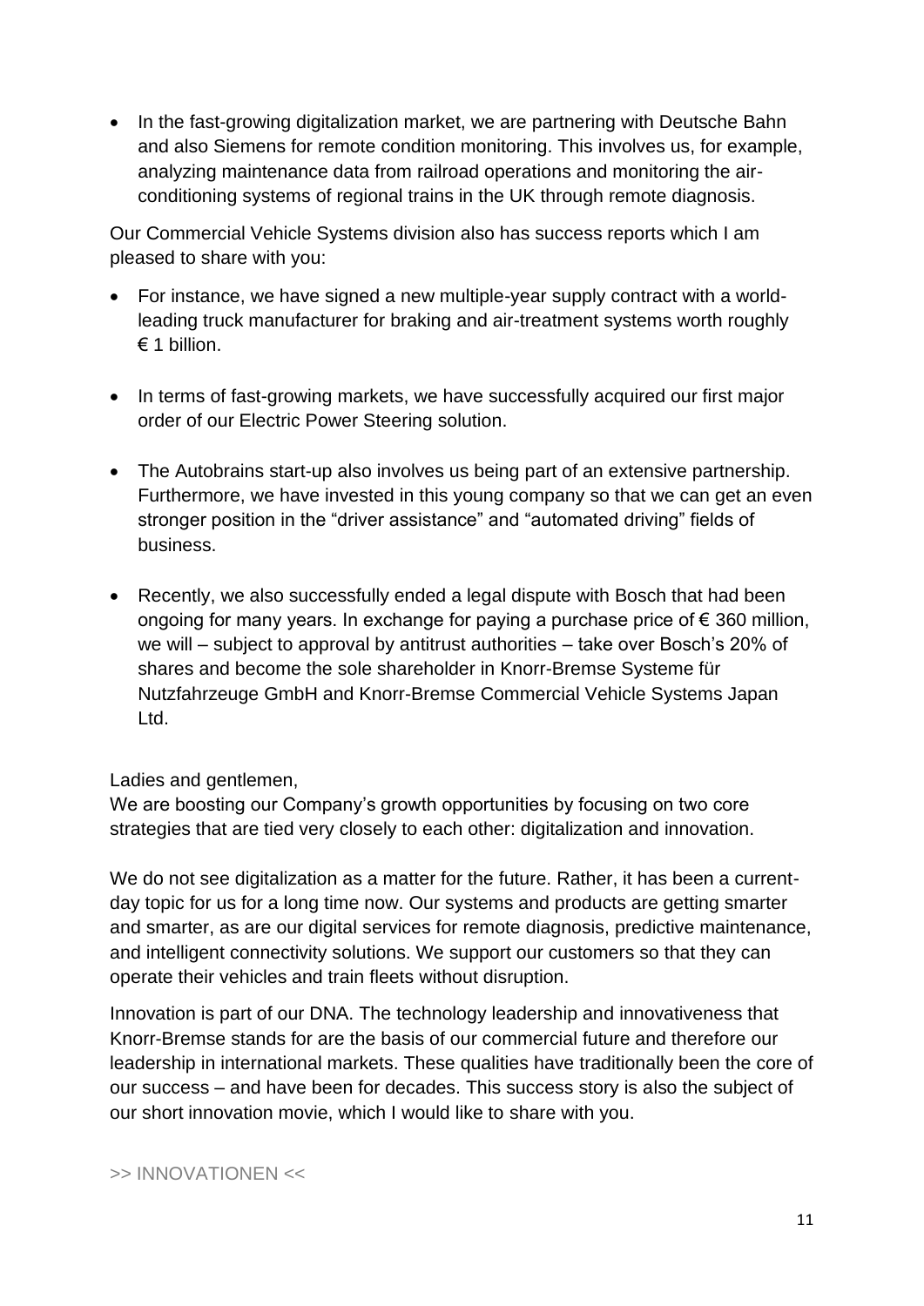- In the fast-growing digitalization market, we are partnering with Deutsche Bahn and also Siemens for remote condition monitoring. This involves us, for example, analyzing maintenance data from railroad operations and monitoring the air-conditioning systems of regional trains in the UK through remote diagnosis.

Our Commercial Vehicle Systems division also has success reports which I am pleased to share with you:

- For instance, we have signed a new multiple-year supply contract with a world-leading truck manufacturer for braking and air-treatment systems worth roughly € 1 billion.

- In terms of fast-growing markets, we have successfully acquired our first major order of our Electric Power Steering solution.

- The Autobrains start-up also involves us being part of an extensive partnership. Furthermore, we have invested in this young company so that we can get an even stronger position in the "driver assistance" and "automated driving" fields of business.

- Recently, we also successfully ended a legal dispute with Bosch that had been ongoing for many years. In exchange for paying a purchase price of € 360 million, we will – subject to approval by antitrust authorities – take over Bosch's 20% of shares and become the sole shareholder in Knorr-Bremse Systeme für Nutzfahrzeuge GmbH and Knorr-Bremse Commercial Vehicle Systems Japan Ltd.

Ladies and gentlemen,
We are boosting our Company's growth opportunities by focusing on two core strategies that are tied very closely to each other: digitalization and innovation.

We do not see digitalization as a matter for the future. Rather, it has been a current-day topic for us for a long time now. Our systems and products are getting smarter and smarter, as are our digital services for remote diagnosis, predictive maintenance, and intelligent connectivity solutions. We support our customers so that they can operate their vehicles and train fleets without disruption.

Innovation is part of our DNA. The technology leadership and innovativeness that Knorr-Bremse stands for are the basis of our commercial future and therefore our leadership in international markets. These qualities have traditionally been the core of our success – and have been for decades. This success story is also the subject of our short innovation movie, which I would like to share with you.

>> INNOVATIONEN <<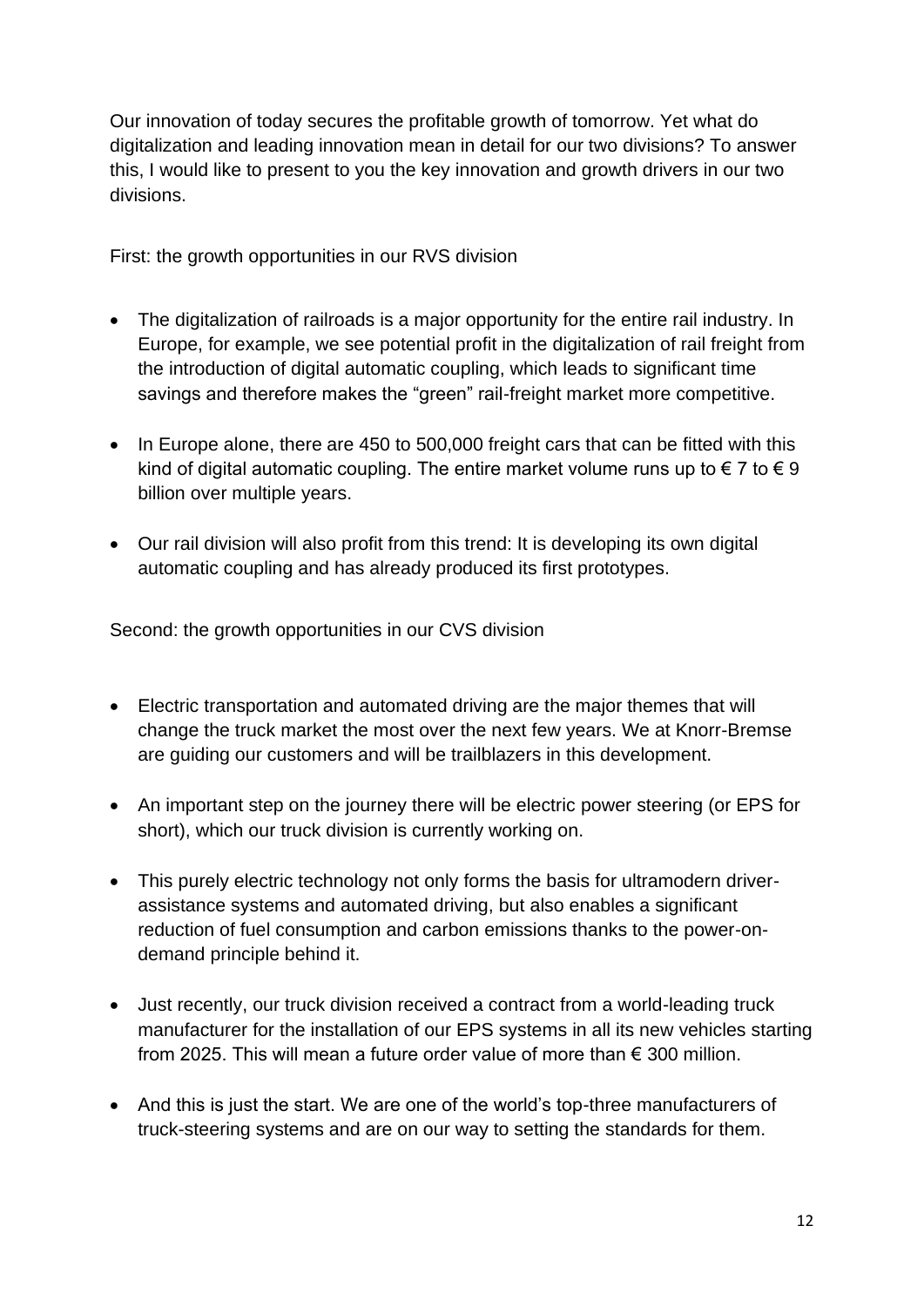Our innovation of today secures the profitable growth of tomorrow. Yet what do digitalization and leading innovation mean in detail for our two divisions? To answer this, I would like to present to you the key innovation and growth drivers in our two divisions.

First: the growth opportunities in our RVS division

- The digitalization of railroads is a major opportunity for the entire rail industry. In Europe, for example, we see potential profit in the digitalization of rail freight from the introduction of digital automatic coupling, which leads to significant time savings and therefore makes the "green" rail-freight market more competitive.
- In Europe alone, there are 450 to 500,000 freight cars that can be fitted with this kind of digital automatic coupling. The entire market volume runs up to € 7 to € 9 billion over multiple years.
- Our rail division will also profit from this trend: It is developing its own digital automatic coupling and has already produced its first prototypes.

Second: the growth opportunities in our CVS division

- Electric transportation and automated driving are the major themes that will change the truck market the most over the next few years. We at Knorr-Bremse are guiding our customers and will be trailblazers in this development.
- An important step on the journey there will be electric power steering (or EPS for short), which our truck division is currently working on.
- This purely electric technology not only forms the basis for ultramodern driver-assistance systems and automated driving, but also enables a significant reduction of fuel consumption and carbon emissions thanks to the power-on-demand principle behind it.
- Just recently, our truck division received a contract from a world-leading truck manufacturer for the installation of our EPS systems in all its new vehicles starting from 2025. This will mean a future order value of more than € 300 million.
- And this is just the start. We are one of the world's top-three manufacturers of truck-steering systems and are on our way to setting the standards for them.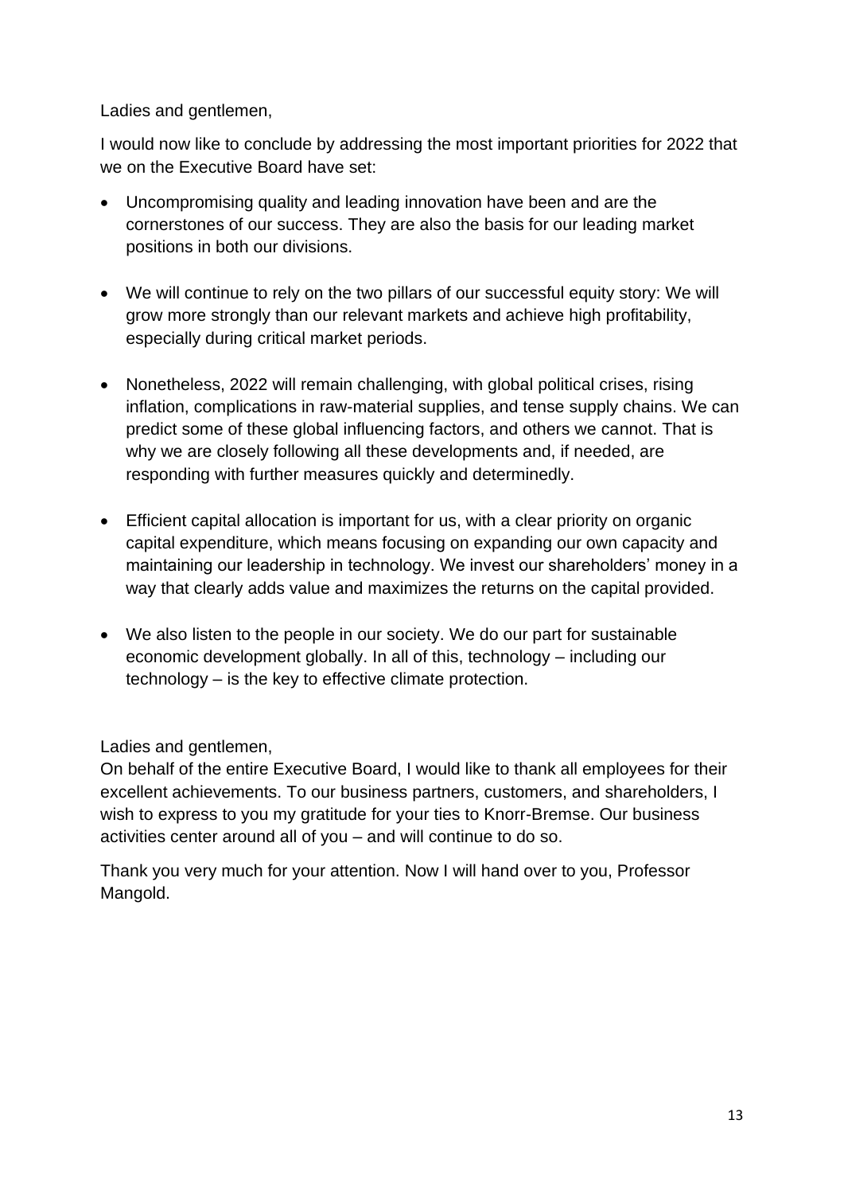Ladies and gentlemen,

I would now like to conclude by addressing the most important priorities for 2022 that we on the Executive Board have set:

- Uncompromising quality and leading innovation have been and are the cornerstones of our success. They are also the basis for our leading market positions in both our divisions.

- We will continue to rely on the two pillars of our successful equity story: We will grow more strongly than our relevant markets and achieve high profitability, especially during critical market periods.

- Nonetheless, 2022 will remain challenging, with global political crises, rising inflation, complications in raw-material supplies, and tense supply chains. We can predict some of these global influencing factors, and others we cannot. That is why we are closely following all these developments and, if needed, are responding with further measures quickly and determinedly.

- Efficient capital allocation is important for us, with a clear priority on organic capital expenditure, which means focusing on expanding our own capacity and maintaining our leadership in technology. We invest our shareholders' money in a way that clearly adds value and maximizes the returns on the capital provided.

- We also listen to the people in our society. We do our part for sustainable economic development globally. In all of this, technology – including our technology – is the key to effective climate protection.

Ladies and gentlemen,
On behalf of the entire Executive Board, I would like to thank all employees for their excellent achievements. To our business partners, customers, and shareholders, I wish to express to you my gratitude for your ties to Knorr-Bremse. Our business activities center around all of you – and will continue to do so.

Thank you very much for your attention. Now I will hand over to you, Professor Mangold.